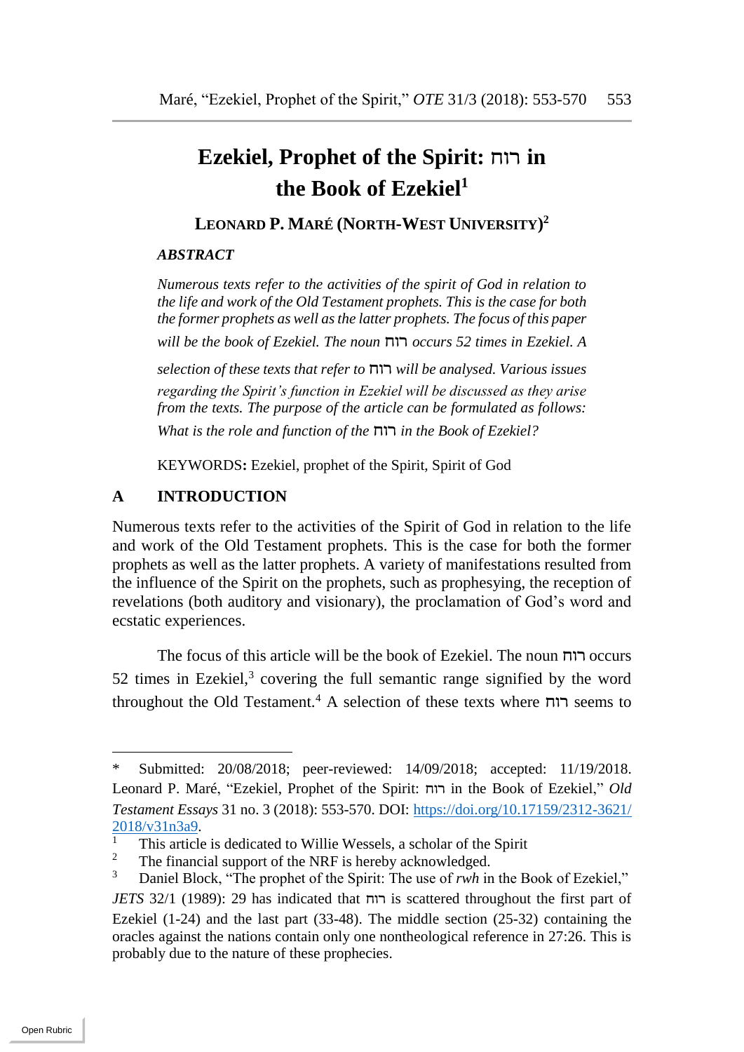# Ezekiel, Prophet of the Spirit: רוח in the Book of Ezekiel[1]

**LEONARD P. MARÉ (NORTH-WEST UNIVERSITY)[2]**

***ABSTRACT***

*Numerous texts refer to the activities of the spirit of God in relation to the life and work of the Old Testament prophets. This is the case for both the former prophets as well as the latter prophets. The focus of this paper will be the book of Ezekiel. The noun* רוח *occurs 52 times in Ezekiel. A selection of these texts that refer to* רוח *will be analysed. Various issues regarding the Spirit's function in Ezekiel will be discussed as they arise from the texts. The purpose of the article can be formulated as follows: What is the role and function of the* רוח *in the Book of Ezekiel?*

KEYWORDS**:** Ezekiel, prophet of the Spirit, Spirit of God

## A INTRODUCTION

Numerous texts refer to the activities of the Spirit of God in relation to the life and work of the Old Testament prophets. This is the case for both the former prophets as well as the latter prophets. A variety of manifestations resulted from the influence of the Spirit on the prophets, such as prophesying, the reception of revelations (both auditory and visionary), the proclamation of God's word and ecstatic experiences.

The focus of this article will be the book of Ezekiel. The noun רוח occurs 52 times in Ezekiel,[3] covering the full semantic range signified by the word throughout the Old Testament.[4] A selection of these texts where רוח seems to

---

\* Submitted: 20/08/2018; peer-reviewed: 14/09/2018; accepted: 11/19/2018. Leonard P. Maré, "Ezekiel, Prophet of the Spirit: רוח in the Book of Ezekiel," *Old Testament Essays* 31 no. 3 (2018): 553-570. DOI: [https://doi.org/10.17159/2312-3621/2018/v31n3a9](https://doi.org/10.17159/2312-3621/2018/v31n3a9).

[1] This article is dedicated to Willie Wessels, a scholar of the Spirit

[2] The financial support of the NRF is hereby acknowledged.

[3] Daniel Block, "The prophet of the Spirit: The use of *rwh* in the Book of Ezekiel," *JETS* 32/1 (1989): 29 has indicated that רוח is scattered throughout the first part of Ezekiel (1-24) and the last part (33-48). The middle section (25-32) containing the oracles against the nations contain only one nontheological reference in 27:26. This is probably due to the nature of these prophecies.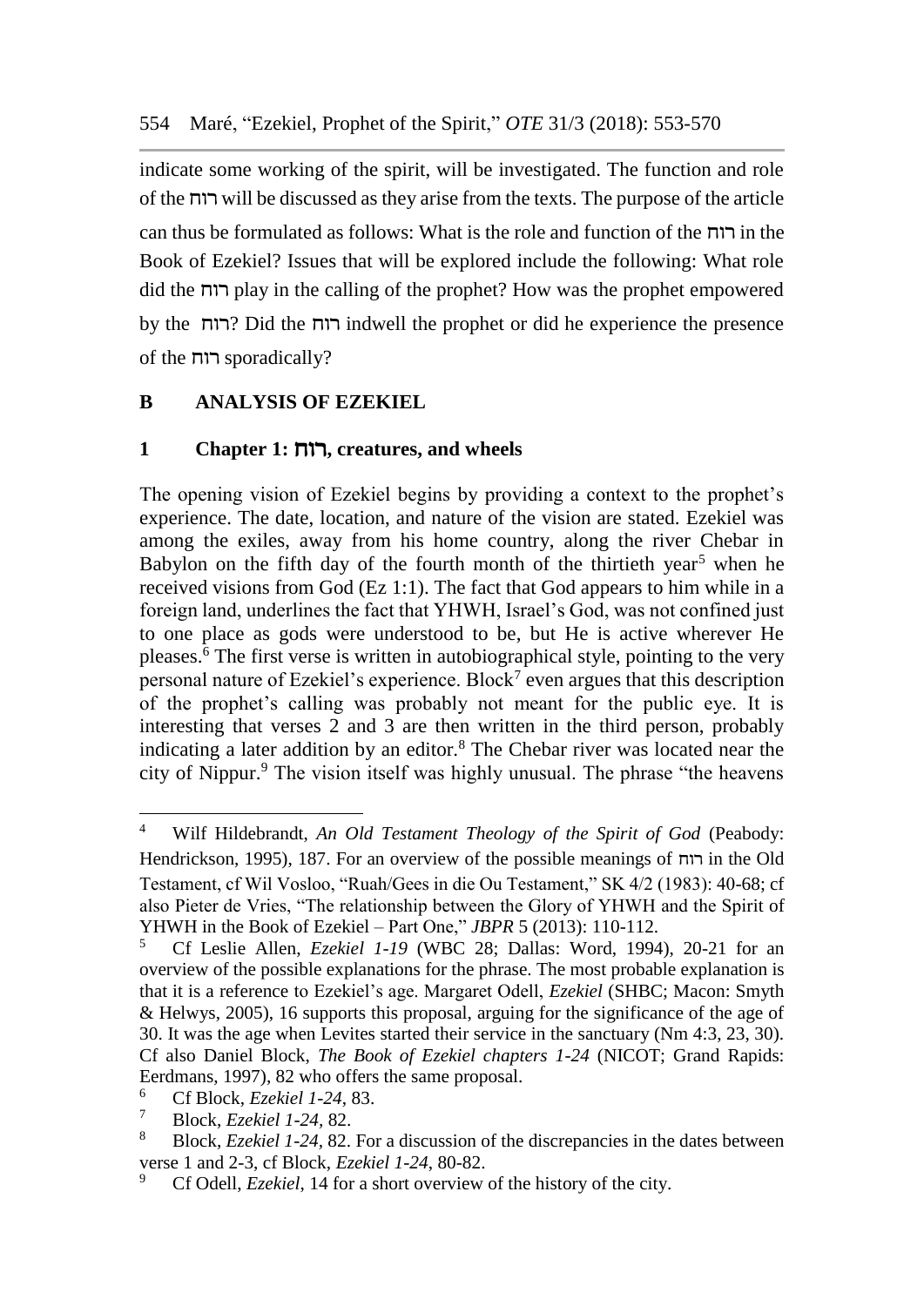indicate some working of the spirit, will be investigated. The function and role of the רוח will be discussed as they arise from the texts. The purpose of the article can thus be formulated as follows: What is the role and function of the רוח in the Book of Ezekiel? Issues that will be explored include the following: What role did the רוח play in the calling of the prophet? How was the prophet empowered by the רוח? Did the רוח indwell the prophet or did he experience the presence of the רוח sporadically?

## B ANALYSIS OF EZEKIEL

### 1 Chapter 1: רוח, creatures, and wheels

The opening vision of Ezekiel begins by providing a context to the prophet's experience. The date, location, and nature of the vision are stated. Ezekiel was among the exiles, away from his home country, along the river Chebar in Babylon on the fifth day of the fourth month of the thirtieth year[5] when he received visions from God (Ez 1:1). The fact that God appears to him while in a foreign land, underlines the fact that YHWH, Israel's God, was not confined just to one place as gods were understood to be, but He is active wherever He pleases.[6] The first verse is written in autobiographical style, pointing to the very personal nature of Ezekiel's experience. Block[7] even argues that this description of the prophet's calling was probably not meant for the public eye. It is interesting that verses 2 and 3 are then written in the third person, probably indicating a later addition by an editor.[8] The Chebar river was located near the city of Nippur.[9] The vision itself was highly unusual. The phrase "the heavens

---

[4] Wilf Hildebrandt, *An Old Testament Theology of the Spirit of God* (Peabody: Hendrickson, 1995), 187. For an overview of the possible meanings of רוח in the Old Testament, cf Wil Vosloo, "Ruah/Gees in die Ou Testament," SK 4/2 (1983): 40-68; cf also Pieter de Vries, "The relationship between the Glory of YHWH and the Spirit of YHWH in the Book of Ezekiel – Part One," *JBPR* 5 (2013): 110-112.

[5] Cf Leslie Allen, *Ezekiel 1-19* (WBC 28; Dallas: Word, 1994), 20-21 for an overview of the possible explanations for the phrase. The most probable explanation is that it is a reference to Ezekiel's age. Margaret Odell, *Ezekiel* (SHBC; Macon: Smyth & Helwys, 2005), 16 supports this proposal, arguing for the significance of the age of 30. It was the age when Levites started their service in the sanctuary (Nm 4:3, 23, 30). Cf also Daniel Block, *The Book of Ezekiel chapters 1-24* (NICOT; Grand Rapids: Eerdmans, 1997), 82 who offers the same proposal.

[6] Cf Block, *Ezekiel 1-24*, 83.

[7] Block, *Ezekiel 1-24*, 82.

[8] Block, *Ezekiel 1-24*, 82. For a discussion of the discrepancies in the dates between verse 1 and 2-3, cf Block, *Ezekiel 1-24*, 80-82.

[9] Cf Odell, *Ezekiel*, 14 for a short overview of the history of the city.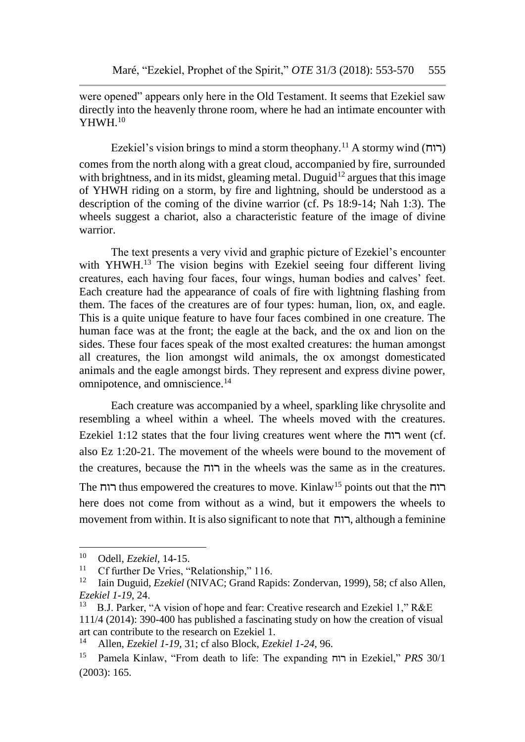were opened" appears only here in the Old Testament. It seems that Ezekiel saw directly into the heavenly throne room, where he had an intimate encounter with YHWH.[10]

Ezekiel's vision brings to mind a storm theophany.[11] A stormy wind (רוח) comes from the north along with a great cloud, accompanied by fire, surrounded with brightness, and in its midst, gleaming metal. Duguid[12] argues that this image of YHWH riding on a storm, by fire and lightning, should be understood as a description of the coming of the divine warrior (cf. Ps 18:9-14; Nah 1:3). The wheels suggest a chariot, also a characteristic feature of the image of divine warrior.

The text presents a very vivid and graphic picture of Ezekiel's encounter with YHWH.[13] The vision begins with Ezekiel seeing four different living creatures, each having four faces, four wings, human bodies and calves' feet. Each creature had the appearance of coals of fire with lightning flashing from them. The faces of the creatures are of four types: human, lion, ox, and eagle. This is a quite unique feature to have four faces combined in one creature. The human face was at the front; the eagle at the back, and the ox and lion on the sides. These four faces speak of the most exalted creatures: the human amongst all creatures, the lion amongst wild animals, the ox amongst domesticated animals and the eagle amongst birds. They represent and express divine power, omnipotence, and omniscience.[14]

Each creature was accompanied by a wheel, sparkling like chrysolite and resembling a wheel within a wheel. The wheels moved with the creatures. Ezekiel 1:12 states that the four living creatures went where the רוח went (cf. also Ez 1:20-21. The movement of the wheels were bound to the movement of the creatures, because the רוח in the wheels was the same as in the creatures. The רוח thus empowered the creatures to move. Kinlaw[15] points out that the רוח here does not come from without as a wind, but it empowers the wheels to movement from within. It is also significant to note that רוח, although a feminine

---

[10] Odell, *Ezekiel*, 14-15.

[11] Cf further De Vries, "Relationship," 116.

[12] Iain Duguid, *Ezekiel* (NIVAC; Grand Rapids: Zondervan, 1999), 58; cf also Allen, *Ezekiel 1-19*, 24.

[13] B.J. Parker, "A vision of hope and fear: Creative research and Ezekiel 1," R&E 111/4 (2014): 390-400 has published a fascinating study on how the creation of visual art can contribute to the research on Ezekiel 1.

[14] Allen, *Ezekiel 1-19*, 31; cf also Block, *Ezekiel 1-24*, 96.

[15] Pamela Kinlaw, "From death to life: The expanding רוח in Ezekiel," *PRS* 30/1 (2003): 165.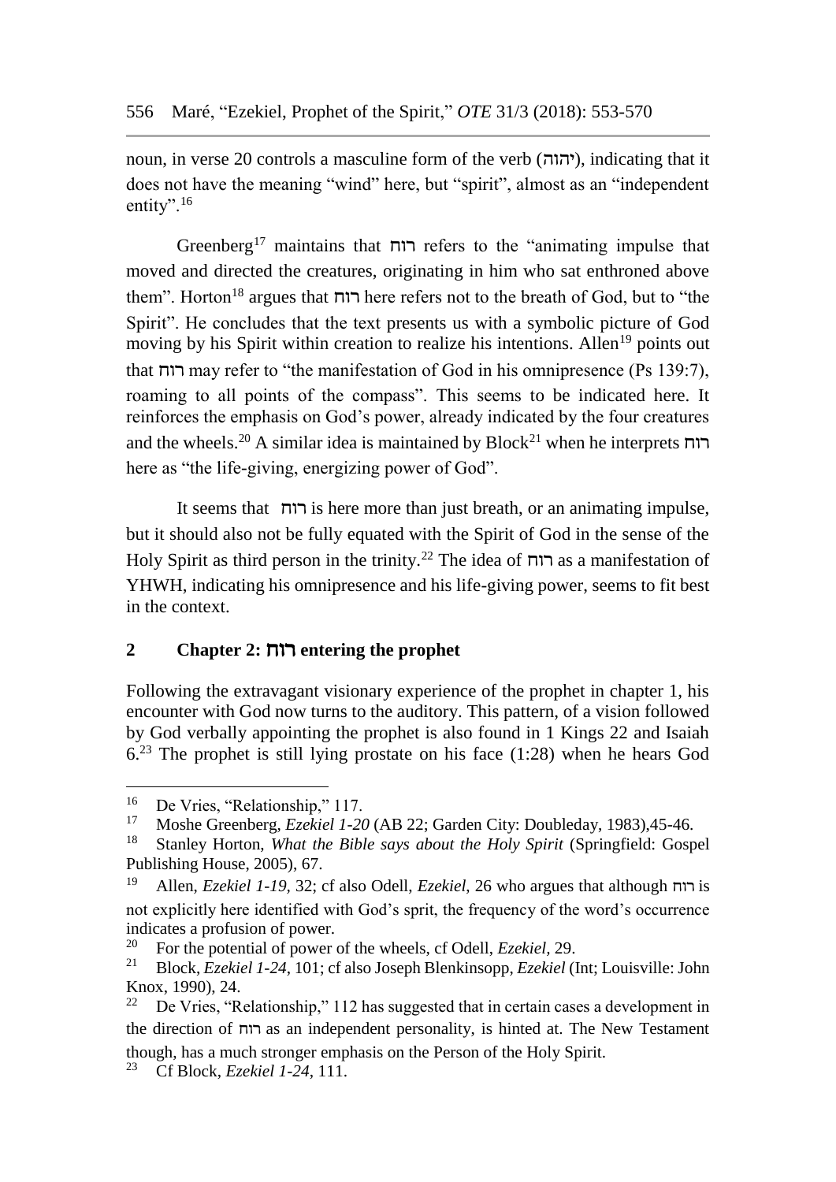noun, in verse 20 controls a masculine form of the verb (יהוה), indicating that it does not have the meaning "wind" here, but "spirit", almost as an "independent entity".[16]

Greenberg[17] maintains that רוח refers to the "animating impulse that moved and directed the creatures, originating in him who sat enthroned above them". Horton[18] argues that רוח here refers not to the breath of God, but to "the Spirit". He concludes that the text presents us with a symbolic picture of God moving by his Spirit within creation to realize his intentions. Allen[19] points out that רוח may refer to "the manifestation of God in his omnipresence (Ps 139:7), roaming to all points of the compass". This seems to be indicated here. It reinforces the emphasis on God's power, already indicated by the four creatures and the wheels.[20] A similar idea is maintained by Block[21] when he interprets רוח here as "the life-giving, energizing power of God".

It seems that רוח is here more than just breath, or an animating impulse, but it should also not be fully equated with the Spirit of God in the sense of the Holy Spirit as third person in the trinity.[22] The idea of רוח as a manifestation of YHWH, indicating his omnipresence and his life-giving power, seems to fit best in the context.

## 2 Chapter 2: רוח entering the prophet

Following the extravagant visionary experience of the prophet in chapter 1, his encounter with God now turns to the auditory. This pattern, of a vision followed by God verbally appointing the prophet is also found in 1 Kings 22 and Isaiah 6.[23] The prophet is still lying prostate on his face (1:28) when he hears God

---

[16] De Vries, "Relationship," 117.

[17] Moshe Greenberg, *Ezekiel 1-20* (AB 22; Garden City: Doubleday, 1983),45-46.

[18] Stanley Horton, *What the Bible says about the Holy Spirit* (Springfield: Gospel Publishing House, 2005), 67.

[19] Allen, *Ezekiel 1-19*, 32; cf also Odell, *Ezekiel*, 26 who argues that although רוח is not explicitly here identified with God's sprit, the frequency of the word's occurrence indicates a profusion of power.

[20] For the potential of power of the wheels, cf Odell, *Ezekiel,* 29.

[21] Block, *Ezekiel 1-24*, 101; cf also Joseph Blenkinsopp, *Ezekiel* (Int; Louisville: John Knox, 1990), 24.

[22] De Vries, "Relationship," 112 has suggested that in certain cases a development in the direction of רוח as an independent personality, is hinted at. The New Testament though, has a much stronger emphasis on the Person of the Holy Spirit.

[23] Cf Block, *Ezekiel 1-24*, 111.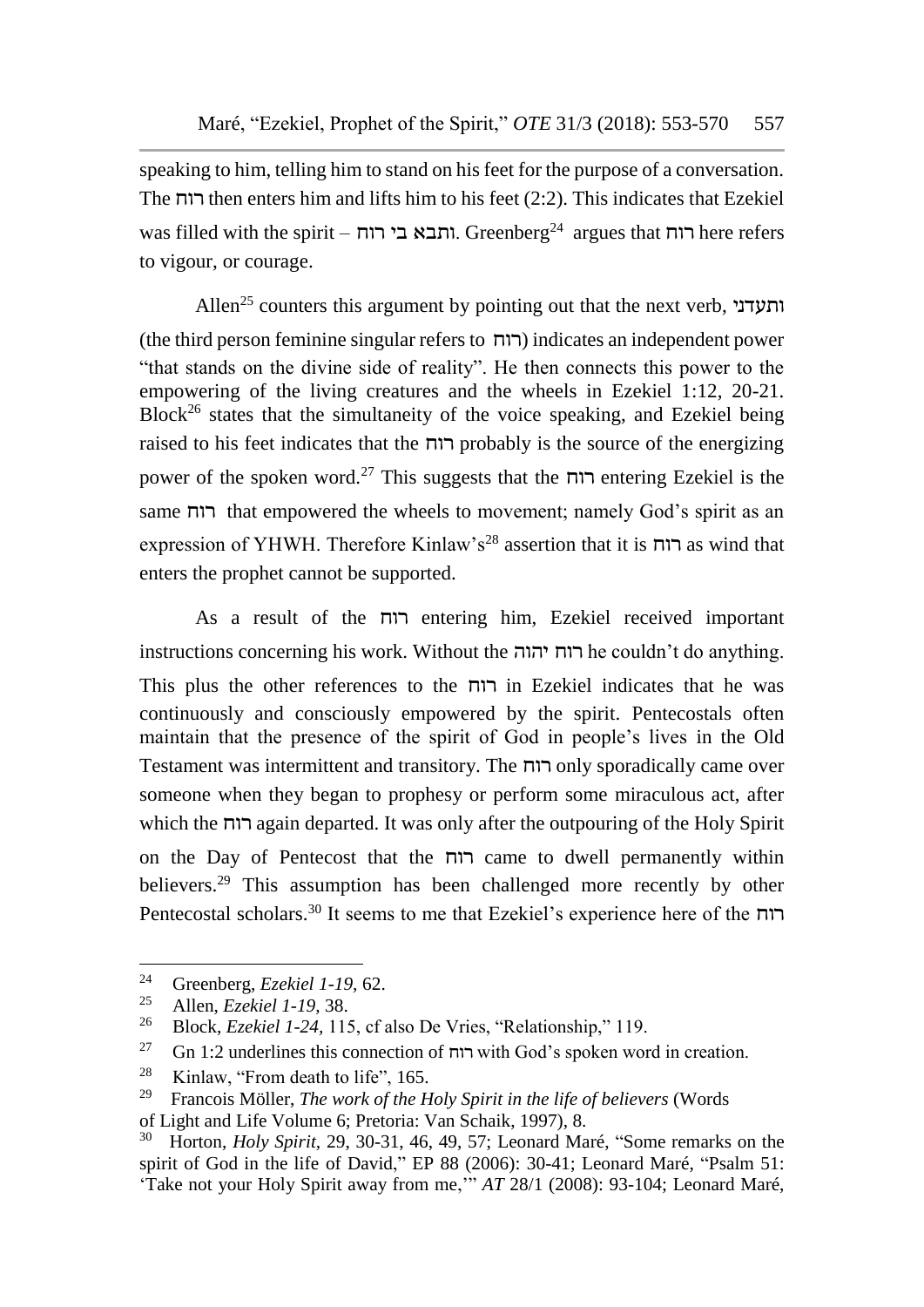speaking to him, telling him to stand on his feet for the purpose of a conversation. The רוח then enters him and lifts him to his feet (2:2). This indicates that Ezekiel was filled with the spirit – ותבא בי רוח. Greenberg[24] argues that רוח here refers to vigour, or courage.

Allen[25] counters this argument by pointing out that the next verb, ותעדני (the third person feminine singular refers to רוח) indicates an independent power "that stands on the divine side of reality". He then connects this power to the empowering of the living creatures and the wheels in Ezekiel 1:12, 20-21. Block[26] states that the simultaneity of the voice speaking, and Ezekiel being raised to his feet indicates that the רוח probably is the source of the energizing power of the spoken word.[27] This suggests that the רוח entering Ezekiel is the same רוח that empowered the wheels to movement; namely God's spirit as an expression of YHWH. Therefore Kinlaw's[28] assertion that it is רוח as wind that enters the prophet cannot be supported.

As a result of the רוח entering him, Ezekiel received important instructions concerning his work. Without the רוח יהוה he couldn't do anything. This plus the other references to the רוח in Ezekiel indicates that he was continuously and consciously empowered by the spirit. Pentecostals often maintain that the presence of the spirit of God in people's lives in the Old Testament was intermittent and transitory. The רוח only sporadically came over someone when they began to prophesy or perform some miraculous act, after which the רוח again departed. It was only after the outpouring of the Holy Spirit on the Day of Pentecost that the רוח came to dwell permanently within believers.[29] This assumption has been challenged more recently by other Pentecostal scholars.[30] It seems to me that Ezekiel's experience here of the רוח

---

[24] Greenberg, *Ezekiel 1-19,* 62.

[25] Allen, *Ezekiel 1-19,* 38.

[26] Block, *Ezekiel 1-24,* 115, cf also De Vries, "Relationship," 119.

[27] Gn 1:2 underlines this connection of רוח with God's spoken word in creation.

[28] Kinlaw, "From death to life", 165.

[29] Francois Möller, *The work of the Holy Spirit in the life of believers* (Words of Light and Life Volume 6; Pretoria: Van Schaik, 1997), 8.

[30] Horton, *Holy Spirit*, 29, 30-31, 46, 49, 57; Leonard Maré, "Some remarks on the spirit of God in the life of David," EP 88 (2006): 30-41; Leonard Maré, "Psalm 51: 'Take not your Holy Spirit away from me,'" *AT* 28/1 (2008): 93-104; Leonard Maré,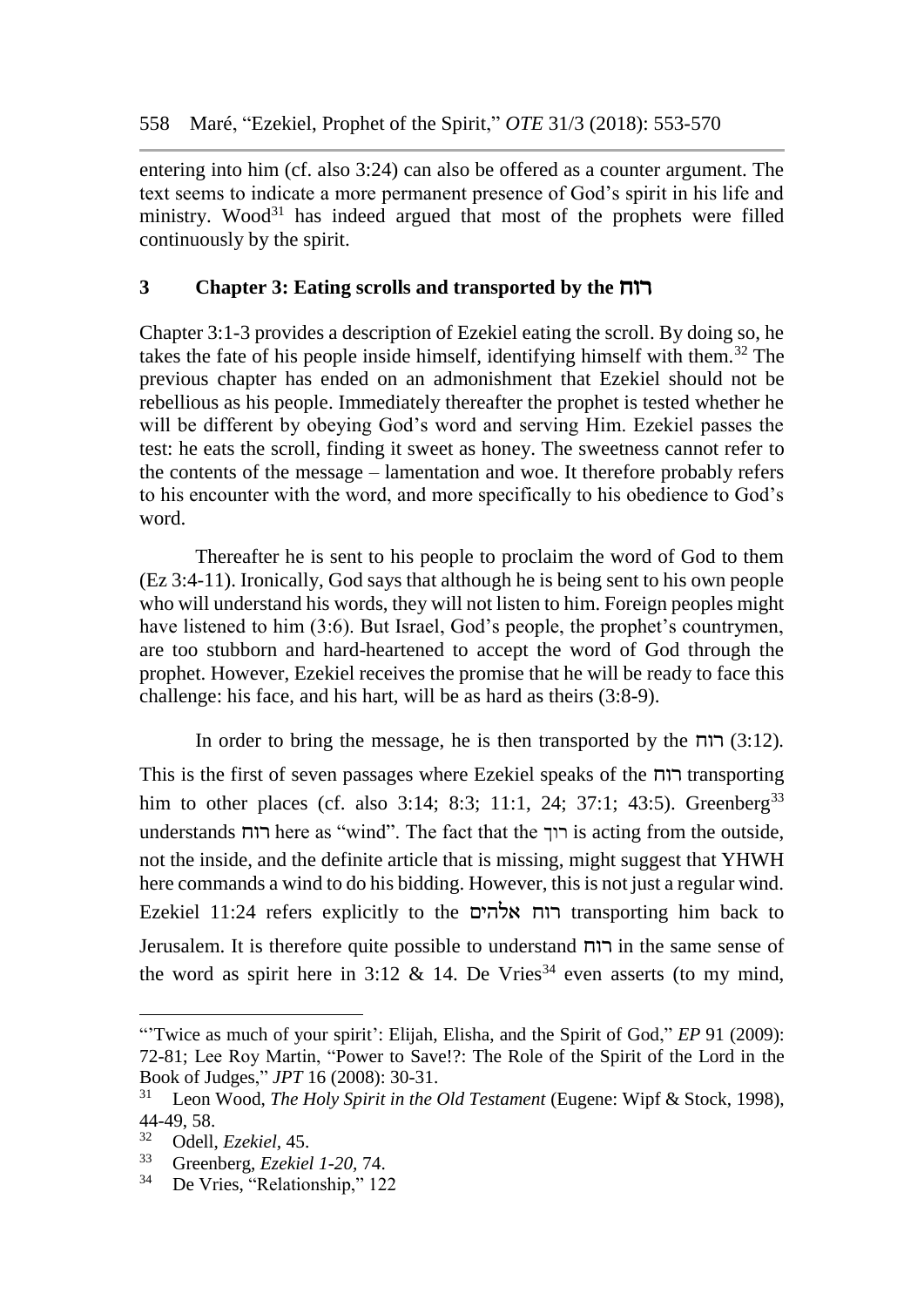entering into him (cf. also 3:24) can also be offered as a counter argument. The text seems to indicate a more permanent presence of God's spirit in his life and ministry. Wood[31] has indeed argued that most of the prophets were filled continuously by the spirit.

## 3 Chapter 3: Eating scrolls and transported by the רוח

Chapter 3:1-3 provides a description of Ezekiel eating the scroll. By doing so, he takes the fate of his people inside himself, identifying himself with them.[32] The previous chapter has ended on an admonishment that Ezekiel should not be rebellious as his people. Immediately thereafter the prophet is tested whether he will be different by obeying God's word and serving Him. Ezekiel passes the test: he eats the scroll, finding it sweet as honey. The sweetness cannot refer to the contents of the message – lamentation and woe. It therefore probably refers to his encounter with the word, and more specifically to his obedience to God's word.

Thereafter he is sent to his people to proclaim the word of God to them (Ez 3:4-11). Ironically, God says that although he is being sent to his own people who will understand his words, they will not listen to him. Foreign peoples might have listened to him (3:6). But Israel, God's people, the prophet's countrymen, are too stubborn and hard-heartened to accept the word of God through the prophet. However, Ezekiel receives the promise that he will be ready to face this challenge: his face, and his hart, will be as hard as theirs (3:8-9).

In order to bring the message, he is then transported by the רוח (3:12). This is the first of seven passages where Ezekiel speaks of the רוח transporting him to other places (cf. also 3:14; 8:3; 11:1, 24; 37:1; 43:5). Greenberg[33] understands רוח here as "wind". The fact that the רוך is acting from the outside, not the inside, and the definite article that is missing, might suggest that YHWH here commands a wind to do his bidding. However, this is not just a regular wind. Ezekiel 11:24 refers explicitly to the רוח אלהים transporting him back to Jerusalem. It is therefore quite possible to understand רוח in the same sense of the word as spirit here in 3:12 & 14. De Vries[34] even asserts (to my mind,

---

"'Twice as much of your spirit': Elijah, Elisha, and the Spirit of God," *EP* 91 (2009): 72-81; Lee Roy Martin, "Power to Save!?: The Role of the Spirit of the Lord in the Book of Judges," *JPT* 16 (2008): 30-31.

[31] Leon Wood, *The Holy Spirit in the Old Testament* (Eugene: Wipf & Stock, 1998), 44-49, 58.

[32] Odell, *Ezekiel*, 45.

[33] Greenberg, *Ezekiel 1-20*, 74.

[34] De Vries, "Relationship," 122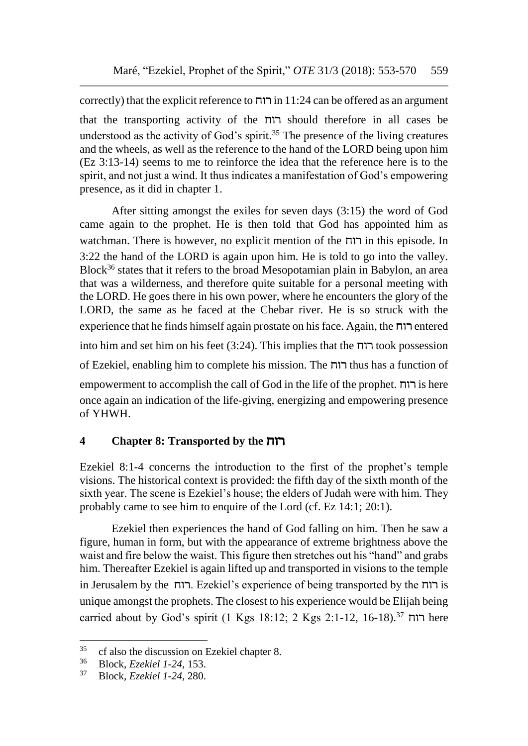correctly) that the explicit reference to רוח in 11:24 can be offered as an argument that the transporting activity of the רוח should therefore in all cases be understood as the activity of God's spirit.[35] The presence of the living creatures and the wheels, as well as the reference to the hand of the LORD being upon him (Ez 3:13-14) seems to me to reinforce the idea that the reference here is to the spirit, and not just a wind. It thus indicates a manifestation of God's empowering presence, as it did in chapter 1.

After sitting amongst the exiles for seven days (3:15) the word of God came again to the prophet. He is then told that God has appointed him as watchman. There is however, no explicit mention of the רוח in this episode. In 3:22 the hand of the LORD is again upon him. He is told to go into the valley. Block[36] states that it refers to the broad Mesopotamian plain in Babylon, an area that was a wilderness, and therefore quite suitable for a personal meeting with the LORD. He goes there in his own power, where he encounters the glory of the LORD, the same as he faced at the Chebar river. He is so struck with the experience that he finds himself again prostate on his face. Again, the רוח entered into him and set him on his feet (3:24). This implies that the רוח took possession of Ezekiel, enabling him to complete his mission. The רוח thus has a function of empowerment to accomplish the call of God in the life of the prophet. רוח is here once again an indication of the life-giving, energizing and empowering presence of YHWH.

## 4 Chapter 8: Transported by the רוח

Ezekiel 8:1-4 concerns the introduction to the first of the prophet's temple visions. The historical context is provided: the fifth day of the sixth month of the sixth year. The scene is Ezekiel's house; the elders of Judah were with him. They probably came to see him to enquire of the Lord (cf. Ez 14:1; 20:1).

Ezekiel then experiences the hand of God falling on him. Then he saw a figure, human in form, but with the appearance of extreme brightness above the waist and fire below the waist. This figure then stretches out his "hand" and grabs him. Thereafter Ezekiel is again lifted up and transported in visions to the temple in Jerusalem by the רוח. Ezekiel's experience of being transported by the רוח is unique amongst the prophets. The closest to his experience would be Elijah being carried about by God's spirit (1 Kgs 18:12; 2 Kgs 2:1-12, 16-18).[37] רוח here

---

[35] cf also the discussion on Ezekiel chapter 8.

[36] Block, *Ezekiel 1-24*, 153.

[37] Block, *Ezekiel 1-24*, 280.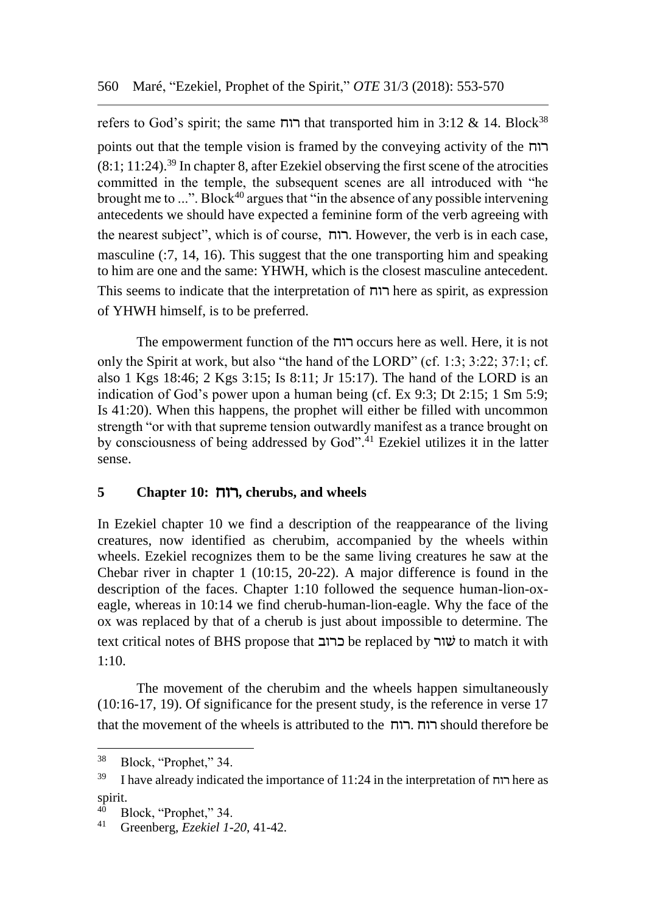refers to God's spirit; the same רוח that transported him in 3:12 & 14. Block[38] points out that the temple vision is framed by the conveying activity of the רוח (8:1; 11:24).[39] In chapter 8, after Ezekiel observing the first scene of the atrocities committed in the temple, the subsequent scenes are all introduced with "he brought me to ...". Block[40] argues that "in the absence of any possible intervening antecedents we should have expected a feminine form of the verb agreeing with the nearest subject", which is of course, רוח. However, the verb is in each case, masculine (:7, 14, 16). This suggest that the one transporting him and speaking to him are one and the same: YHWH, which is the closest masculine antecedent. This seems to indicate that the interpretation of רוח here as spirit, as expression of YHWH himself, is to be preferred.

The empowerment function of the רוח occurs here as well. Here, it is not only the Spirit at work, but also "the hand of the LORD" (cf. 1:3; 3:22; 37:1; cf. also 1 Kgs 18:46; 2 Kgs 3:15; Is 8:11; Jr 15:17). The hand of the LORD is an indication of God's power upon a human being (cf. Ex 9:3; Dt 2:15; 1 Sm 5:9; Is 41:20). When this happens, the prophet will either be filled with uncommon strength "or with that supreme tension outwardly manifest as a trance brought on by consciousness of being addressed by God".[41] Ezekiel utilizes it in the latter sense.

## 5 Chapter 10: רוח, cherubs, and wheels

In Ezekiel chapter 10 we find a description of the reappearance of the living creatures, now identified as cherubim, accompanied by the wheels within wheels. Ezekiel recognizes them to be the same living creatures he saw at the Chebar river in chapter 1 (10:15, 20-22). A major difference is found in the description of the faces. Chapter 1:10 followed the sequence human-lion-ox-eagle, whereas in 10:14 we find cherub-human-lion-eagle. Why the face of the ox was replaced by that of a cherub is just about impossible to determine. The text critical notes of BHS propose that כרוב be replaced by שׁור to match it with 1:10.

The movement of the cherubim and the wheels happen simultaneously (10:16-17, 19). Of significance for the present study, is the reference in verse 17 that the movement of the wheels is attributed to the רוח. רוח should therefore be

---

[38] Block, "Prophet," 34.

[39] I have already indicated the importance of 11:24 in the interpretation of רוח here as spirit.

[40] Block, "Prophet," 34.

[41] Greenberg, *Ezekiel 1-20*, 41-42.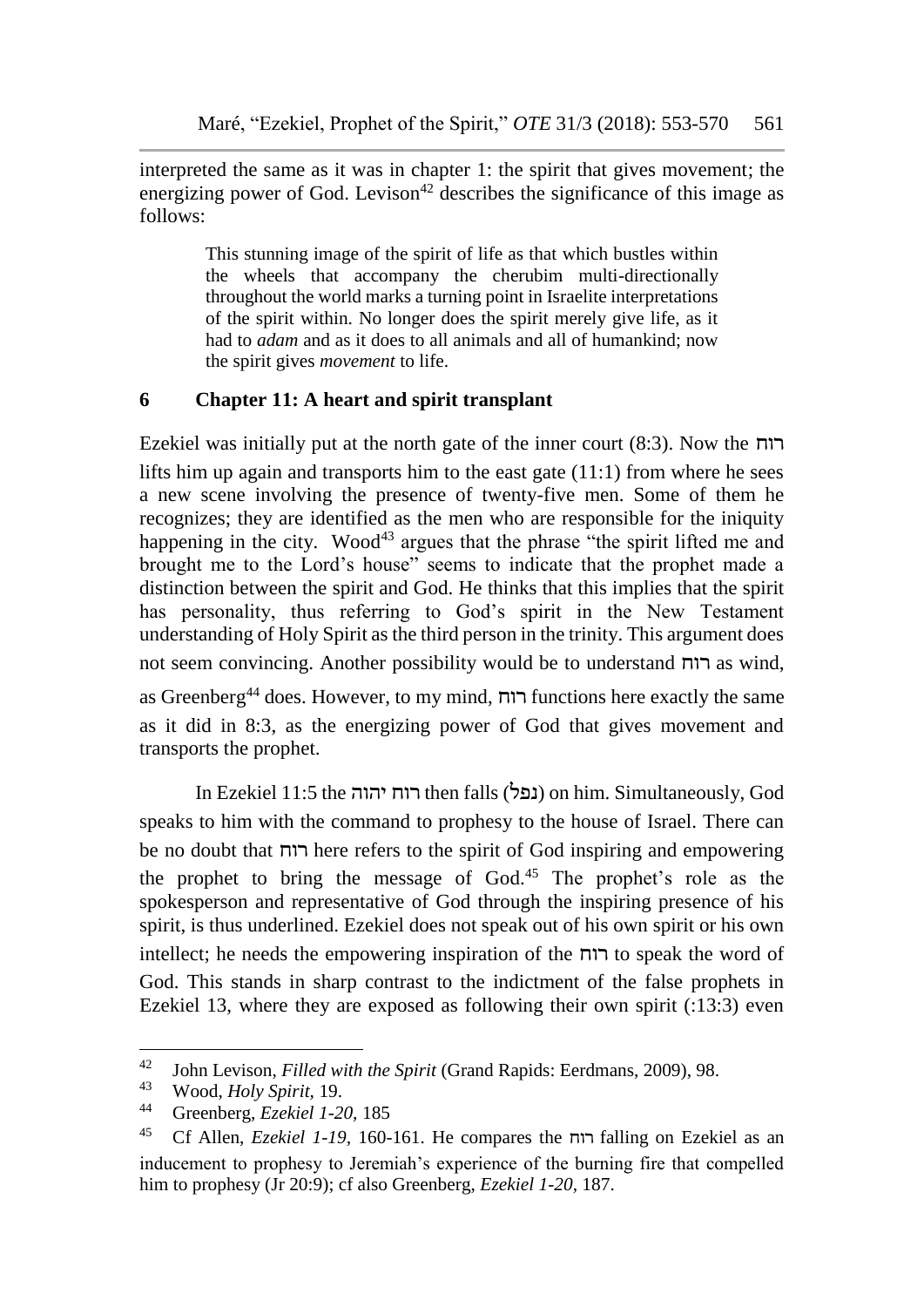interpreted the same as it was in chapter 1: the spirit that gives movement; the energizing power of God. Levison[42] describes the significance of this image as follows:

> This stunning image of the spirit of life as that which bustles within the wheels that accompany the cherubim multi-directionally throughout the world marks a turning point in Israelite interpretations of the spirit within. No longer does the spirit merely give life, as it had to *adam* and as it does to all animals and all of humankind; now the spirit gives *movement* to life.

## 6 Chapter 11: A heart and spirit transplant

Ezekiel was initially put at the north gate of the inner court (8:3). Now the רוח lifts him up again and transports him to the east gate (11:1) from where he sees a new scene involving the presence of twenty-five men. Some of them he recognizes; they are identified as the men who are responsible for the iniquity happening in the city. Wood[43] argues that the phrase "the spirit lifted me and brought me to the Lord's house" seems to indicate that the prophet made a distinction between the spirit and God. He thinks that this implies that the spirit has personality, thus referring to God's spirit in the New Testament understanding of Holy Spirit as the third person in the trinity. This argument does not seem convincing. Another possibility would be to understand רוח as wind, as Greenberg[44] does. However, to my mind, רוח functions here exactly the same as it did in 8:3, as the energizing power of God that gives movement and transports the prophet.

In Ezekiel 11:5 the רוח יהוה then falls (נפל) on him. Simultaneously, God speaks to him with the command to prophesy to the house of Israel. There can be no doubt that רוח here refers to the spirit of God inspiring and empowering the prophet to bring the message of God.[45] The prophet's role as the spokesperson and representative of God through the inspiring presence of his spirit, is thus underlined. Ezekiel does not speak out of his own spirit or his own intellect; he needs the empowering inspiration of the רוח to speak the word of God. This stands in sharp contrast to the indictment of the false prophets in Ezekiel 13, where they are exposed as following their own spirit (:13:3) even

---

[42] John Levison, *Filled with the Spirit* (Grand Rapids: Eerdmans, 2009), 98.

[43] Wood, *Holy Spirit*, 19.

[44] Greenberg, *Ezekiel 1-20*, 185

[45] Cf Allen, *Ezekiel 1-19*, 160-161. He compares the רוח falling on Ezekiel as an inducement to prophesy to Jeremiah's experience of the burning fire that compelled him to prophesy (Jr 20:9); cf also Greenberg, *Ezekiel 1-20*, 187.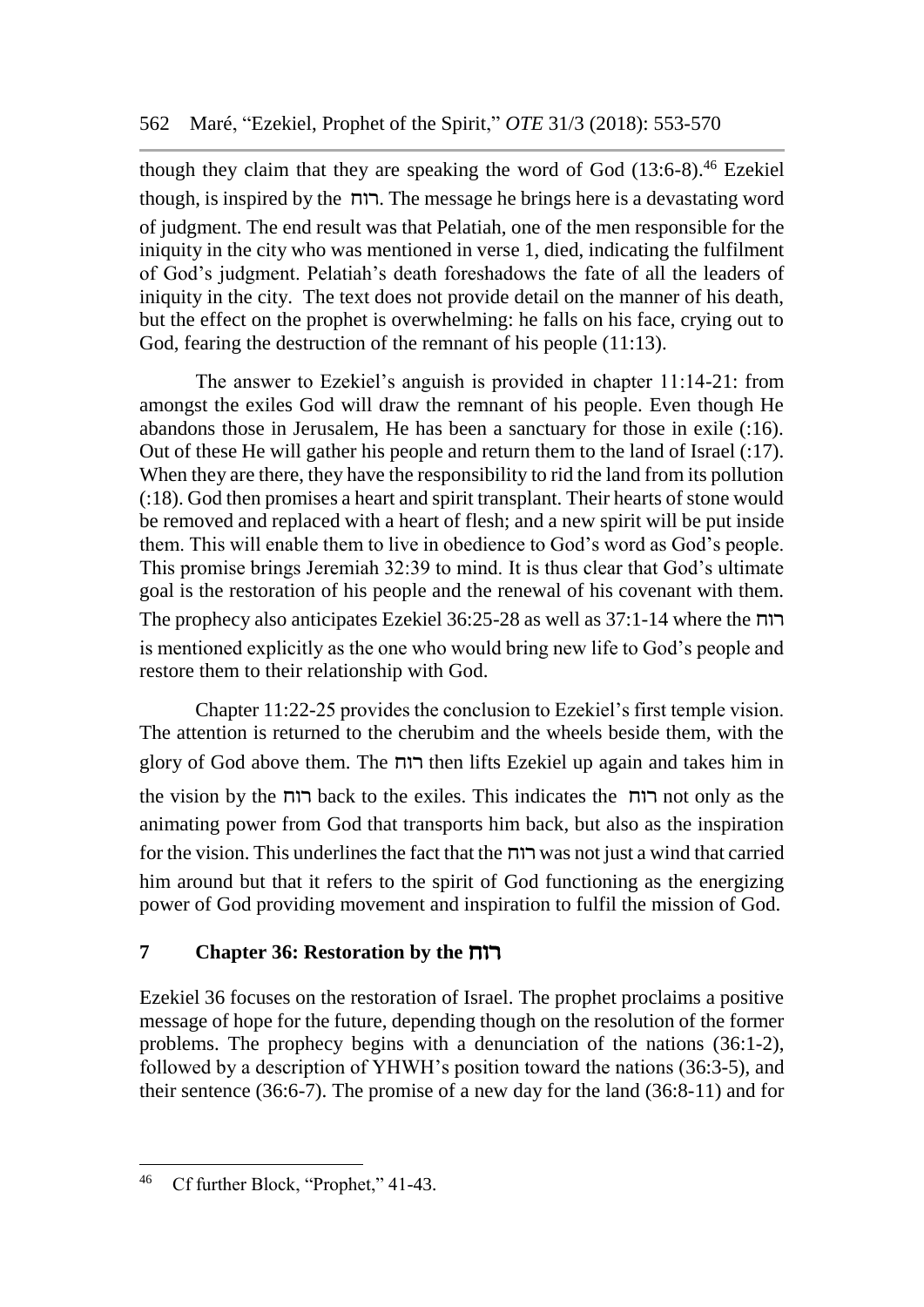though they claim that they are speaking the word of God (13:6-8).[46] Ezekiel though, is inspired by the רוח. The message he brings here is a devastating word of judgment. The end result was that Pelatiah, one of the men responsible for the iniquity in the city who was mentioned in verse 1, died, indicating the fulfilment of God's judgment. Pelatiah's death foreshadows the fate of all the leaders of iniquity in the city. The text does not provide detail on the manner of his death, but the effect on the prophet is overwhelming: he falls on his face, crying out to God, fearing the destruction of the remnant of his people (11:13).

The answer to Ezekiel's anguish is provided in chapter 11:14-21: from amongst the exiles God will draw the remnant of his people. Even though He abandons those in Jerusalem, He has been a sanctuary for those in exile (:16). Out of these He will gather his people and return them to the land of Israel (:17). When they are there, they have the responsibility to rid the land from its pollution (:18). God then promises a heart and spirit transplant. Their hearts of stone would be removed and replaced with a heart of flesh; and a new spirit will be put inside them. This will enable them to live in obedience to God's word as God's people. This promise brings Jeremiah 32:39 to mind. It is thus clear that God's ultimate goal is the restoration of his people and the renewal of his covenant with them. The prophecy also anticipates Ezekiel 36:25-28 as well as 37:1-14 where the רוח is mentioned explicitly as the one who would bring new life to God's people and restore them to their relationship with God.

Chapter 11:22-25 provides the conclusion to Ezekiel's first temple vision. The attention is returned to the cherubim and the wheels beside them, with the glory of God above them. The רוח then lifts Ezekiel up again and takes him in the vision by the רוח back to the exiles. This indicates the רוח not only as the animating power from God that transports him back, but also as the inspiration for the vision. This underlines the fact that the רוח was not just a wind that carried him around but that it refers to the spirit of God functioning as the energizing power of God providing movement and inspiration to fulfil the mission of God.

## 7 Chapter 36: Restoration by the רוח

Ezekiel 36 focuses on the restoration of Israel. The prophet proclaims a positive message of hope for the future, depending though on the resolution of the former problems. The prophecy begins with a denunciation of the nations (36:1-2), followed by a description of YHWH's position toward the nations (36:3-5), and their sentence (36:6-7). The promise of a new day for the land (36:8-11) and for

---

[46] Cf further Block, "Prophet," 41-43.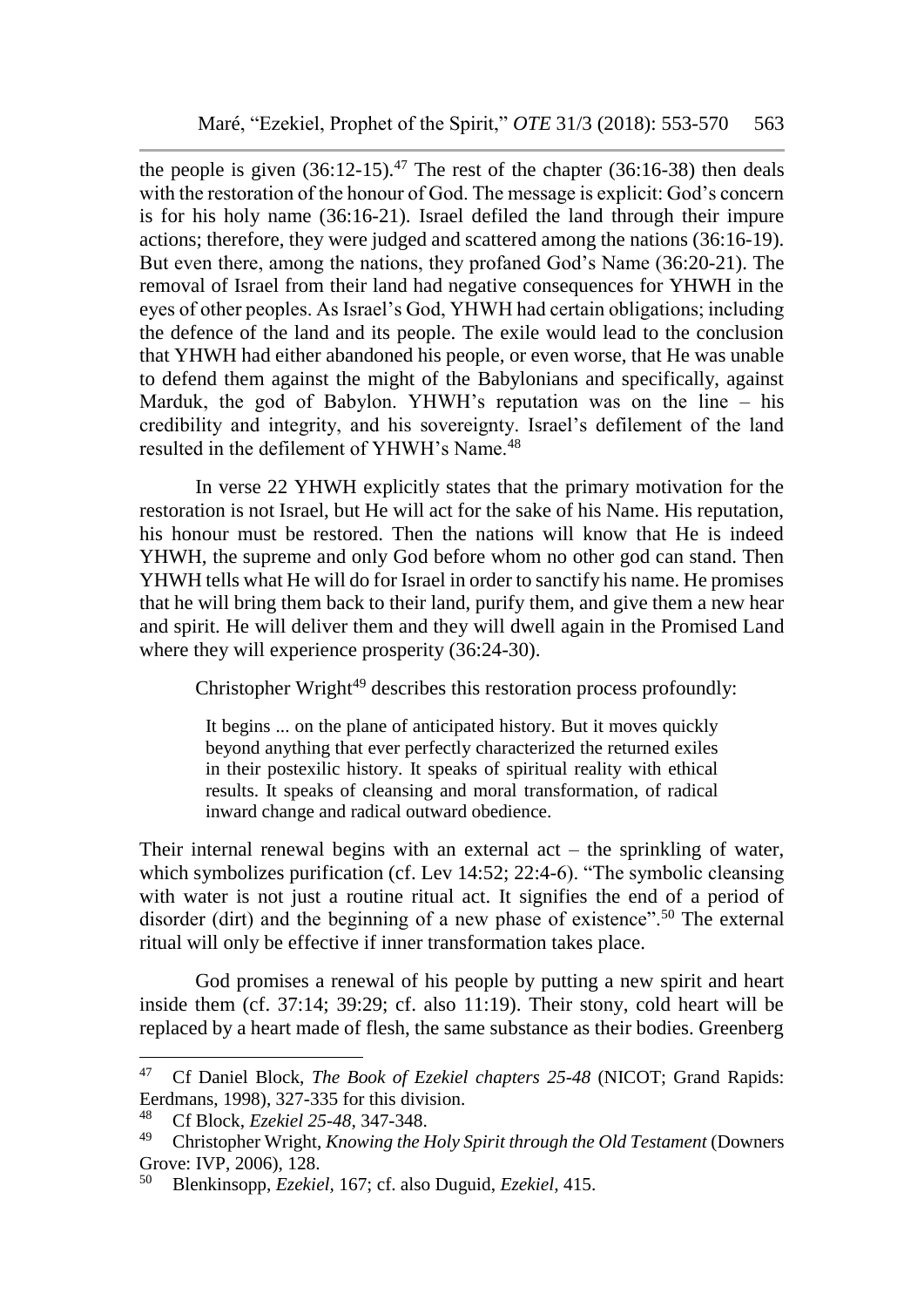the people is given (36:12-15).[47] The rest of the chapter (36:16-38) then deals with the restoration of the honour of God. The message is explicit: God's concern is for his holy name (36:16-21). Israel defiled the land through their impure actions; therefore, they were judged and scattered among the nations (36:16-19). But even there, among the nations, they profaned God's Name (36:20-21). The removal of Israel from their land had negative consequences for YHWH in the eyes of other peoples. As Israel's God, YHWH had certain obligations; including the defence of the land and its people. The exile would lead to the conclusion that YHWH had either abandoned his people, or even worse, that He was unable to defend them against the might of the Babylonians and specifically, against Marduk, the god of Babylon. YHWH's reputation was on the line – his credibility and integrity, and his sovereignty. Israel's defilement of the land resulted in the defilement of YHWH's Name.[48]

In verse 22 YHWH explicitly states that the primary motivation for the restoration is not Israel, but He will act for the sake of his Name. His reputation, his honour must be restored. Then the nations will know that He is indeed YHWH, the supreme and only God before whom no other god can stand. Then YHWH tells what He will do for Israel in order to sanctify his name. He promises that he will bring them back to their land, purify them, and give them a new hear and spirit. He will deliver them and they will dwell again in the Promised Land where they will experience prosperity (36:24-30).

Christopher Wright[49] describes this restoration process profoundly:

> It begins ... on the plane of anticipated history. But it moves quickly beyond anything that ever perfectly characterized the returned exiles in their postexilic history. It speaks of spiritual reality with ethical results. It speaks of cleansing and moral transformation, of radical inward change and radical outward obedience.

Their internal renewal begins with an external act – the sprinkling of water, which symbolizes purification (cf. Lev 14:52; 22:4-6). "The symbolic cleansing with water is not just a routine ritual act. It signifies the end of a period of disorder (dirt) and the beginning of a new phase of existence".[50] The external ritual will only be effective if inner transformation takes place.

God promises a renewal of his people by putting a new spirit and heart inside them (cf. 37:14; 39:29; cf. also 11:19). Their stony, cold heart will be replaced by a heart made of flesh, the same substance as their bodies. Greenberg

---

[47] Cf Daniel Block, *The Book of Ezekiel chapters 25-48* (NICOT; Grand Rapids: Eerdmans, 1998), 327-335 for this division.

[48] Cf Block, *Ezekiel 25-48,* 347-348.

[49] Christopher Wright, *Knowing the Holy Spirit through the Old Testament* (Downers Grove: IVP, 2006), 128.

[50] Blenkinsopp, *Ezekiel,* 167; cf. also Duguid, *Ezekiel,* 415.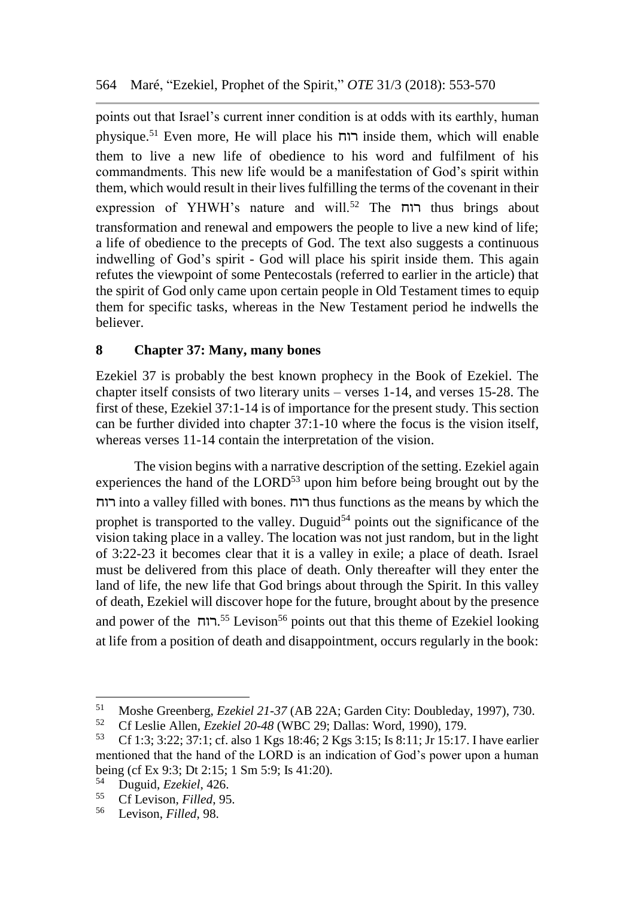points out that Israel's current inner condition is at odds with its earthly, human physique.[51] Even more, He will place his רוח inside them, which will enable them to live a new life of obedience to his word and fulfilment of his commandments. This new life would be a manifestation of God's spirit within them, which would result in their lives fulfilling the terms of the covenant in their expression of YHWH's nature and will.[52] The רוח thus brings about transformation and renewal and empowers the people to live a new kind of life; a life of obedience to the precepts of God. The text also suggests a continuous indwelling of God's spirit - God will place his spirit inside them. This again refutes the viewpoint of some Pentecostals (referred to earlier in the article) that the spirit of God only came upon certain people in Old Testament times to equip them for specific tasks, whereas in the New Testament period he indwells the believer.

## 8 Chapter 37: Many, many bones

Ezekiel 37 is probably the best known prophecy in the Book of Ezekiel. The chapter itself consists of two literary units – verses 1-14, and verses 15-28. The first of these, Ezekiel 37:1-14 is of importance for the present study. This section can be further divided into chapter 37:1-10 where the focus is the vision itself, whereas verses 11-14 contain the interpretation of the vision.

The vision begins with a narrative description of the setting. Ezekiel again experiences the hand of the LORD[53] upon him before being brought out by the רוח into a valley filled with bones. רוח thus functions as the means by which the prophet is transported to the valley. Duguid[54] points out the significance of the vision taking place in a valley. The location was not just random, but in the light of 3:22-23 it becomes clear that it is a valley in exile; a place of death. Israel must be delivered from this place of death. Only thereafter will they enter the land of life, the new life that God brings about through the Spirit. In this valley of death, Ezekiel will discover hope for the future, brought about by the presence and power of the רוח.[55] Levison[56] points out that this theme of Ezekiel looking at life from a position of death and disappointment, occurs regularly in the book:

---

[51] Moshe Greenberg, *Ezekiel 21-37* (AB 22A; Garden City: Doubleday, 1997), 730.

[52] Cf Leslie Allen, *Ezekiel 20-48* (WBC 29; Dallas: Word, 1990), 179.

[53] Cf 1:3; 3:22; 37:1; cf. also 1 Kgs 18:46; 2 Kgs 3:15; Is 8:11; Jr 15:17. I have earlier mentioned that the hand of the LORD is an indication of God's power upon a human being (cf Ex 9:3; Dt 2:15; 1 Sm 5:9; Is 41:20).

[54] Duguid, *Ezekiel*, 426.

[55] Cf Levison, *Filled*, 95.

[56] Levison, *Filled*, 98.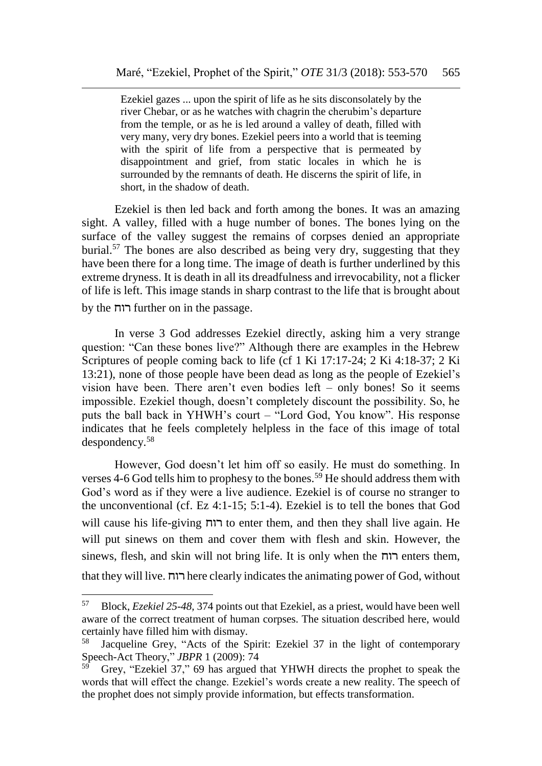> Ezekiel gazes ... upon the spirit of life as he sits disconsolately by the river Chebar, or as he watches with chagrin the cherubim's departure from the temple, or as he is led around a valley of death, filled with very many, very dry bones. Ezekiel peers into a world that is teeming with the spirit of life from a perspective that is permeated by disappointment and grief, from static locales in which he is surrounded by the remnants of death. He discerns the spirit of life, in short, in the shadow of death.

Ezekiel is then led back and forth among the bones. It was an amazing sight. A valley, filled with a huge number of bones. The bones lying on the surface of the valley suggest the remains of corpses denied an appropriate burial.[57] The bones are also described as being very dry, suggesting that they have been there for a long time. The image of death is further underlined by this extreme dryness. It is death in all its dreadfulness and irrevocability, not a flicker of life is left. This image stands in sharp contrast to the life that is brought about by the רוח further on in the passage.

In verse 3 God addresses Ezekiel directly, asking him a very strange question: "Can these bones live?" Although there are examples in the Hebrew Scriptures of people coming back to life (cf 1 Ki 17:17-24; 2 Ki 4:18-37; 2 Ki 13:21), none of those people have been dead as long as the people of Ezekiel's vision have been. There aren't even bodies left – only bones! So it seems impossible. Ezekiel though, doesn't completely discount the possibility. So, he puts the ball back in YHWH's court – "Lord God, You know". His response indicates that he feels completely helpless in the face of this image of total despondency.[58]

However, God doesn't let him off so easily. He must do something. In verses 4-6 God tells him to prophesy to the bones.[59] He should address them with God's word as if they were a live audience. Ezekiel is of course no stranger to the unconventional (cf. Ez 4:1-15; 5:1-4). Ezekiel is to tell the bones that God will cause his life-giving רוח to enter them, and then they shall live again. He will put sinews on them and cover them with flesh and skin. However, the sinews, flesh, and skin will not bring life. It is only when the רוח enters them, that they will live. רוח here clearly indicates the animating power of God, without

---

[57] Block, *Ezekiel 25-48,* 374 points out that Ezekiel, as a priest, would have been well aware of the correct treatment of human corpses. The situation described here, would certainly have filled him with dismay.

[58] Jacqueline Grey, "Acts of the Spirit: Ezekiel 37 in the light of contemporary Speech-Act Theory," *JBPR* 1 (2009): 74

[59] Grey, "Ezekiel 37," 69 has argued that YHWH directs the prophet to speak the words that will effect the change. Ezekiel's words create a new reality. The speech of the prophet does not simply provide information, but effects transformation.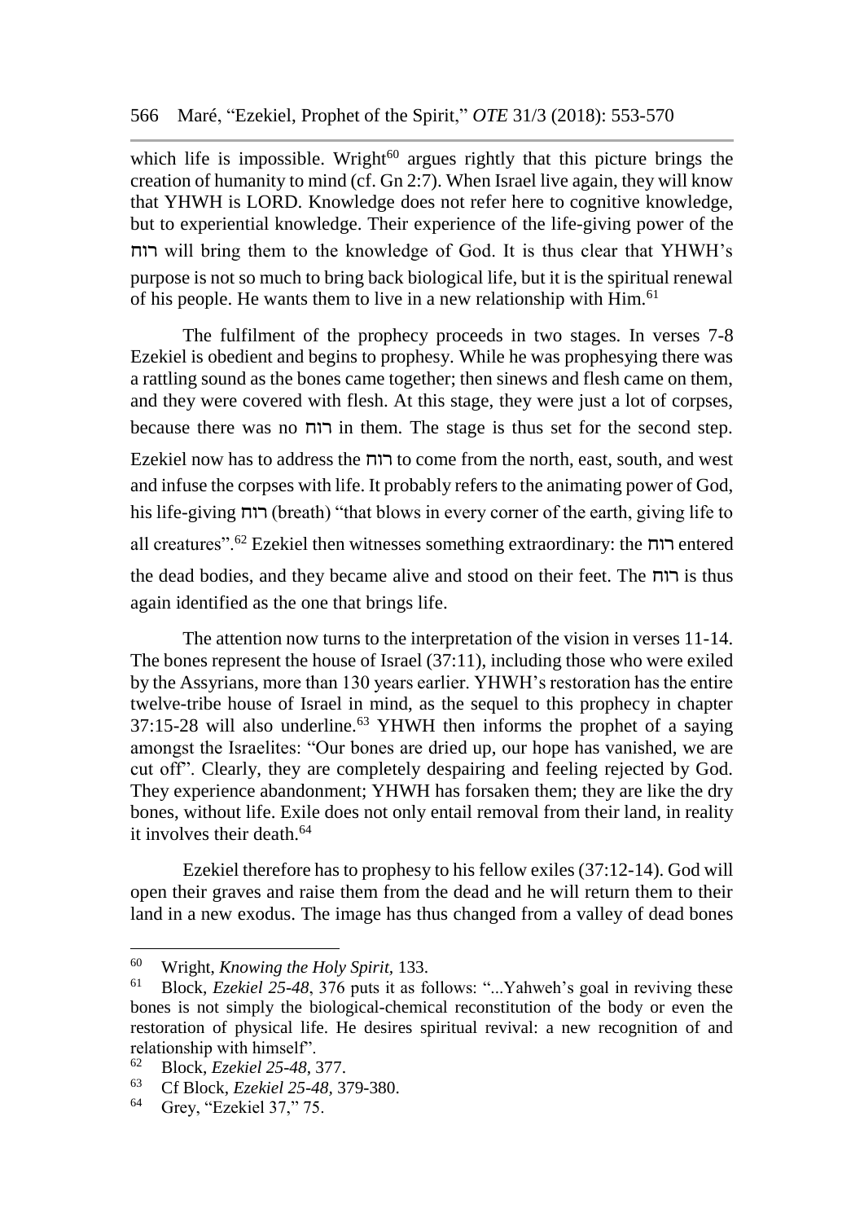which life is impossible. Wright[60] argues rightly that this picture brings the creation of humanity to mind (cf. Gn 2:7). When Israel live again, they will know that YHWH is LORD. Knowledge does not refer here to cognitive knowledge, but to experiential knowledge. Their experience of the life-giving power of the רוח will bring them to the knowledge of God. It is thus clear that YHWH's purpose is not so much to bring back biological life, but it is the spiritual renewal of his people. He wants them to live in a new relationship with Him.[61]

The fulfilment of the prophecy proceeds in two stages. In verses 7-8 Ezekiel is obedient and begins to prophesy. While he was prophesying there was a rattling sound as the bones came together; then sinews and flesh came on them, and they were covered with flesh. At this stage, they were just a lot of corpses, because there was no רוח in them. The stage is thus set for the second step. Ezekiel now has to address the רוח to come from the north, east, south, and west and infuse the corpses with life. It probably refers to the animating power of God, his life-giving רוח (breath) "that blows in every corner of the earth, giving life to all creatures".[62] Ezekiel then witnesses something extraordinary: the רוח entered the dead bodies, and they became alive and stood on their feet. The רוח is thus again identified as the one that brings life.

The attention now turns to the interpretation of the vision in verses 11-14. The bones represent the house of Israel (37:11), including those who were exiled by the Assyrians, more than 130 years earlier. YHWH's restoration has the entire twelve-tribe house of Israel in mind, as the sequel to this prophecy in chapter 37:15-28 will also underline.[63] YHWH then informs the prophet of a saying amongst the Israelites: "Our bones are dried up, our hope has vanished, we are cut off". Clearly, they are completely despairing and feeling rejected by God. They experience abandonment; YHWH has forsaken them; they are like the dry bones, without life. Exile does not only entail removal from their land, in reality it involves their death.[64]

Ezekiel therefore has to prophesy to his fellow exiles (37:12-14). God will open their graves and raise them from the dead and he will return them to their land in a new exodus. The image has thus changed from a valley of dead bones

---

[60] Wright, *Knowing the Holy Spirit*, 133.

[61] Block, *Ezekiel 25-48*, 376 puts it as follows: "...Yahweh's goal in reviving these bones is not simply the biological-chemical reconstitution of the body or even the restoration of physical life. He desires spiritual revival: a new recognition of and relationship with himself".

[62] Block, *Ezekiel 25-48*, 377.

[63] Cf Block, *Ezekiel 25-48*, 379-380.

[64] Grey, "Ezekiel 37," 75.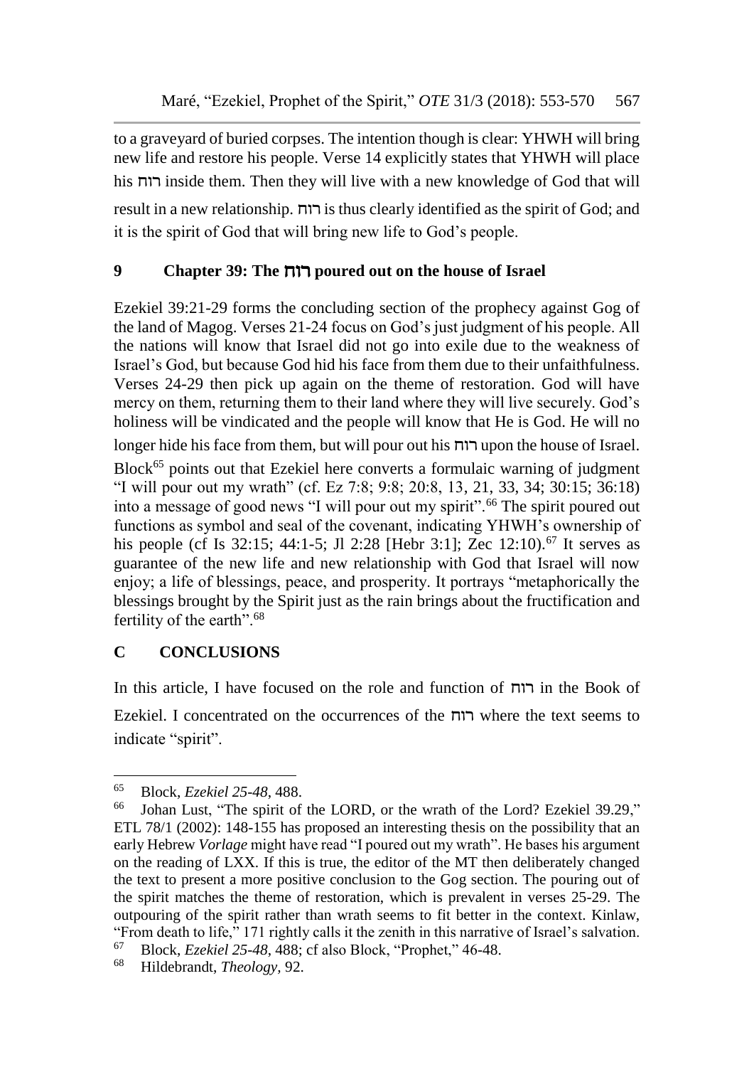to a graveyard of buried corpses. The intention though is clear: YHWH will bring new life and restore his people. Verse 14 explicitly states that YHWH will place his רוח inside them. Then they will live with a new knowledge of God that will result in a new relationship. רוח is thus clearly identified as the spirit of God; and it is the spirit of God that will bring new life to God's people.

## 9 Chapter 39: The רוח poured out on the house of Israel

Ezekiel 39:21-29 forms the concluding section of the prophecy against Gog of the land of Magog. Verses 21-24 focus on God's just judgment of his people. All the nations will know that Israel did not go into exile due to the weakness of Israel's God, but because God hid his face from them due to their unfaithfulness. Verses 24-29 then pick up again on the theme of restoration. God will have mercy on them, returning them to their land where they will live securely. God's holiness will be vindicated and the people will know that He is God. He will no longer hide his face from them, but will pour out his רוח upon the house of Israel. Block[65] points out that Ezekiel here converts a formulaic warning of judgment "I will pour out my wrath" (cf. Ez 7:8; 9:8; 20:8, 13, 21, 33, 34; 30:15; 36:18) into a message of good news "I will pour out my spirit".[66] The spirit poured out functions as symbol and seal of the covenant, indicating YHWH's ownership of his people (cf Is 32:15; 44:1-5; Jl 2:28 [Hebr 3:1]; Zec 12:10).[67] It serves as guarantee of the new life and new relationship with God that Israel will now enjoy; a life of blessings, peace, and prosperity. It portrays "metaphorically the blessings brought by the Spirit just as the rain brings about the fructification and fertility of the earth".[68]

# C CONCLUSIONS

In this article, I have focused on the role and function of רוח in the Book of Ezekiel. I concentrated on the occurrences of the רוח where the text seems to indicate "spirit".

---

[65] Block, *Ezekiel 25-48*, 488.

[66] Johan Lust, "The spirit of the LORD, or the wrath of the Lord? Ezekiel 39.29," ETL 78/1 (2002): 148-155 has proposed an interesting thesis on the possibility that an early Hebrew *Vorlage* might have read "I poured out my wrath". He bases his argument on the reading of LXX. If this is true, the editor of the MT then deliberately changed the text to present a more positive conclusion to the Gog section. The pouring out of the spirit matches the theme of restoration, which is prevalent in verses 25-29. The outpouring of the spirit rather than wrath seems to fit better in the context. Kinlaw, "From death to life," 171 rightly calls it the zenith in this narrative of Israel's salvation.

[67] Block, *Ezekiel 25-48*, 488; cf also Block, "Prophet," 46-48.

[68] Hildebrandt, *Theology*, 92.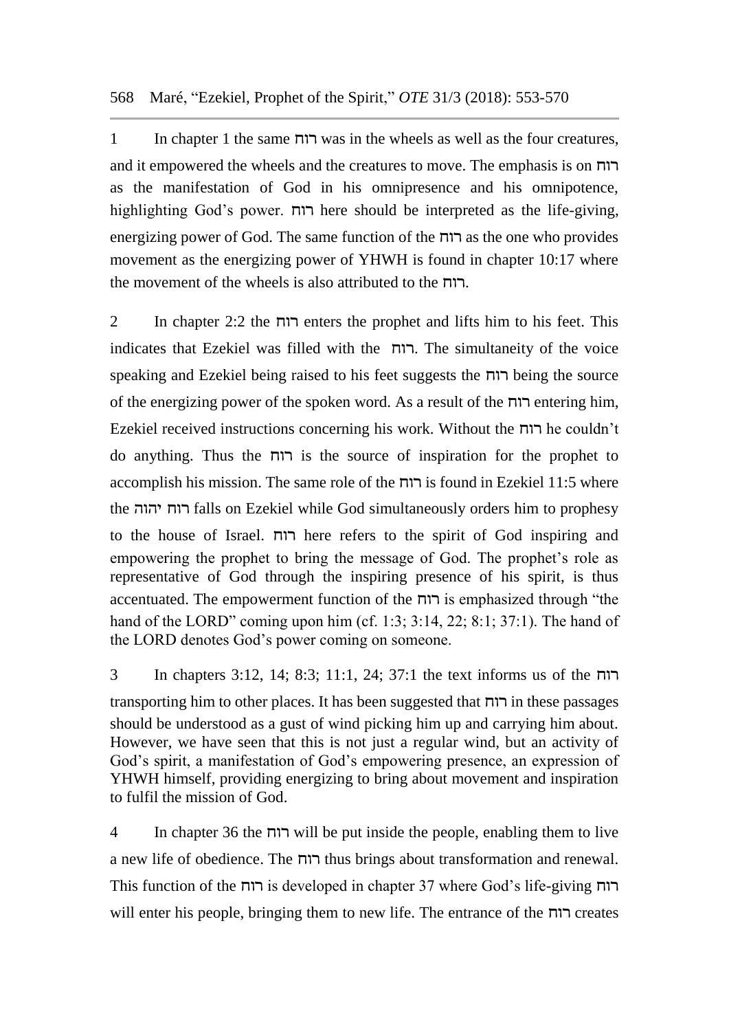1 In chapter 1 the same רוח was in the wheels as well as the four creatures, and it empowered the wheels and the creatures to move. The emphasis is on רוח as the manifestation of God in his omnipresence and his omnipotence, highlighting God's power. רוח here should be interpreted as the life-giving, energizing power of God. The same function of the רוח as the one who provides movement as the energizing power of YHWH is found in chapter 10:17 where the movement of the wheels is also attributed to the רוח.

2 In chapter 2:2 the רוח enters the prophet and lifts him to his feet. This indicates that Ezekiel was filled with the רוח. The simultaneity of the voice speaking and Ezekiel being raised to his feet suggests the רוח being the source of the energizing power of the spoken word. As a result of the רוח entering him, Ezekiel received instructions concerning his work. Without the רוח he couldn't do anything. Thus the רוח is the source of inspiration for the prophet to accomplish his mission. The same role of the רוח is found in Ezekiel 11:5 where the רוח יהוה falls on Ezekiel while God simultaneously orders him to prophesy to the house of Israel. רוח here refers to the spirit of God inspiring and empowering the prophet to bring the message of God. The prophet's role as representative of God through the inspiring presence of his spirit, is thus accentuated. The empowerment function of the רוח is emphasized through "the hand of the LORD" coming upon him (cf. 1:3; 3:14, 22; 8:1; 37:1). The hand of the LORD denotes God's power coming on someone.

3 In chapters 3:12, 14; 8:3; 11:1, 24; 37:1 the text informs us of the רוח transporting him to other places. It has been suggested that רוח in these passages should be understood as a gust of wind picking him up and carrying him about. However, we have seen that this is not just a regular wind, but an activity of God's spirit, a manifestation of God's empowering presence, an expression of YHWH himself, providing energizing to bring about movement and inspiration to fulfil the mission of God.

4 In chapter 36 the רוח will be put inside the people, enabling them to live a new life of obedience. The רוח thus brings about transformation and renewal. This function of the רוח is developed in chapter 37 where God's life-giving רוח will enter his people, bringing them to new life. The entrance of the רוח creates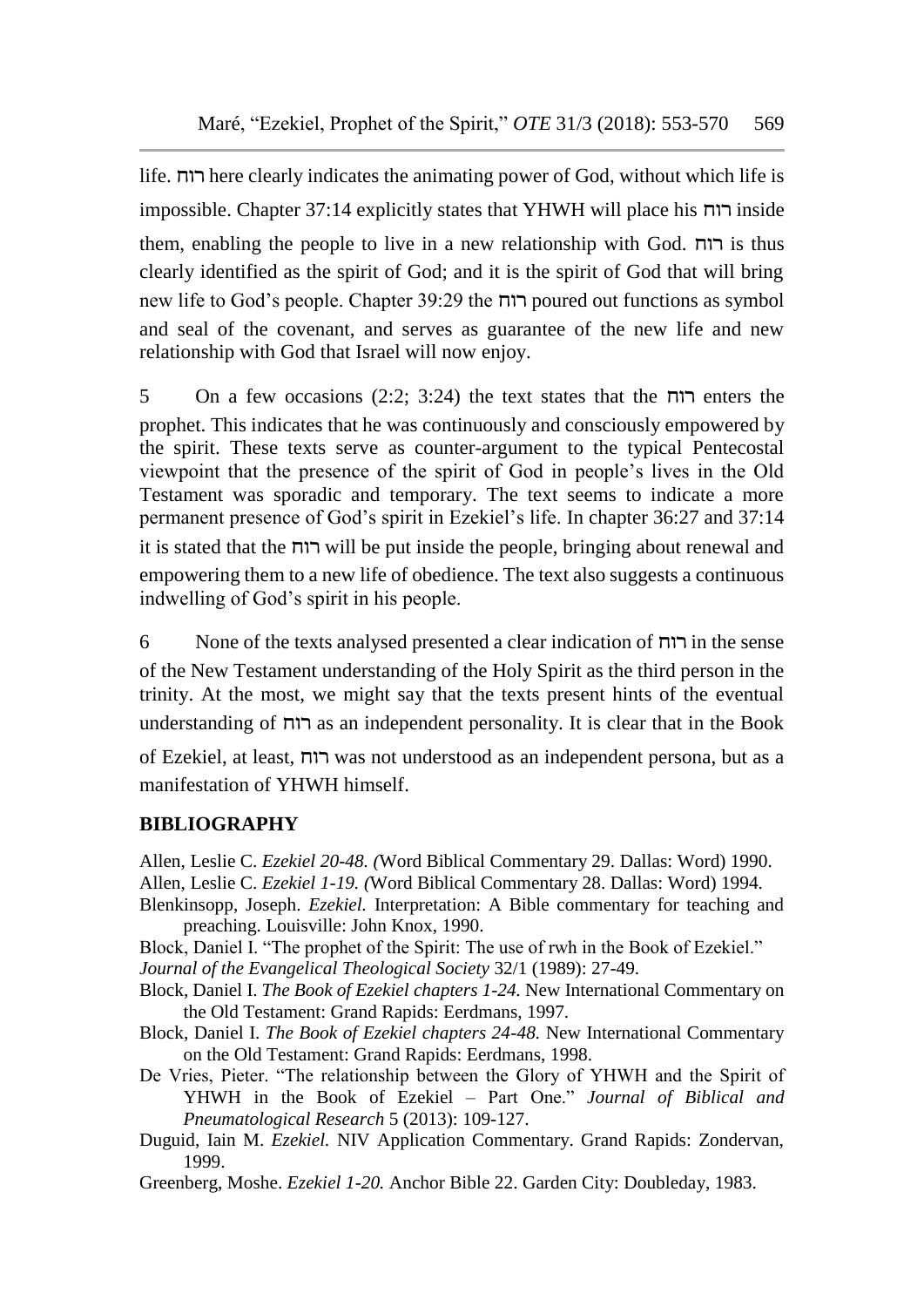life. רוח here clearly indicates the animating power of God, without which life is impossible. Chapter 37:14 explicitly states that YHWH will place his רוח inside them, enabling the people to live in a new relationship with God. רוח is thus clearly identified as the spirit of God; and it is the spirit of God that will bring new life to God's people. Chapter 39:29 the רוח poured out functions as symbol and seal of the covenant, and serves as guarantee of the new life and new relationship with God that Israel will now enjoy.

5 On a few occasions (2:2; 3:24) the text states that the רוח enters the prophet. This indicates that he was continuously and consciously empowered by the spirit. These texts serve as counter-argument to the typical Pentecostal viewpoint that the presence of the spirit of God in people's lives in the Old Testament was sporadic and temporary. The text seems to indicate a more permanent presence of God's spirit in Ezekiel's life. In chapter 36:27 and 37:14 it is stated that the רוח will be put inside the people, bringing about renewal and empowering them to a new life of obedience. The text also suggests a continuous indwelling of God's spirit in his people.

6 None of the texts analysed presented a clear indication of רוח in the sense of the New Testament understanding of the Holy Spirit as the third person in the trinity. At the most, we might say that the texts present hints of the eventual understanding of רוח as an independent personality. It is clear that in the Book of Ezekiel, at least, רוח was not understood as an independent persona, but as a manifestation of YHWH himself.

## BIBLIOGRAPHY

Allen, Leslie C. *Ezekiel 20-48. (*Word Biblical Commentary 29. Dallas: Word) 1990.

Allen, Leslie C. *Ezekiel 1-19. (*Word Biblical Commentary 28. Dallas: Word) 1994.

Blenkinsopp, Joseph. *Ezekiel.* Interpretation: A Bible commentary for teaching and preaching. Louisville: John Knox, 1990.

Block, Daniel I. "The prophet of the Spirit: The use of rwh in the Book of Ezekiel." *Journal of the Evangelical Theological Society* 32/1 (1989): 27-49.

Block, Daniel I. *The Book of Ezekiel chapters 1-24.* New International Commentary on the Old Testament: Grand Rapids: Eerdmans, 1997.

Block, Daniel I. *The Book of Ezekiel chapters 24-48.* New International Commentary on the Old Testament: Grand Rapids: Eerdmans, 1998.

De Vries, Pieter. "The relationship between the Glory of YHWH and the Spirit of YHWH in the Book of Ezekiel – Part One." *Journal of Biblical and Pneumatological Research* 5 (2013): 109-127.

Duguid, Iain M. *Ezekiel.* NIV Application Commentary. Grand Rapids: Zondervan, 1999.

Greenberg, Moshe. *Ezekiel 1-20.* Anchor Bible 22. Garden City: Doubleday, 1983.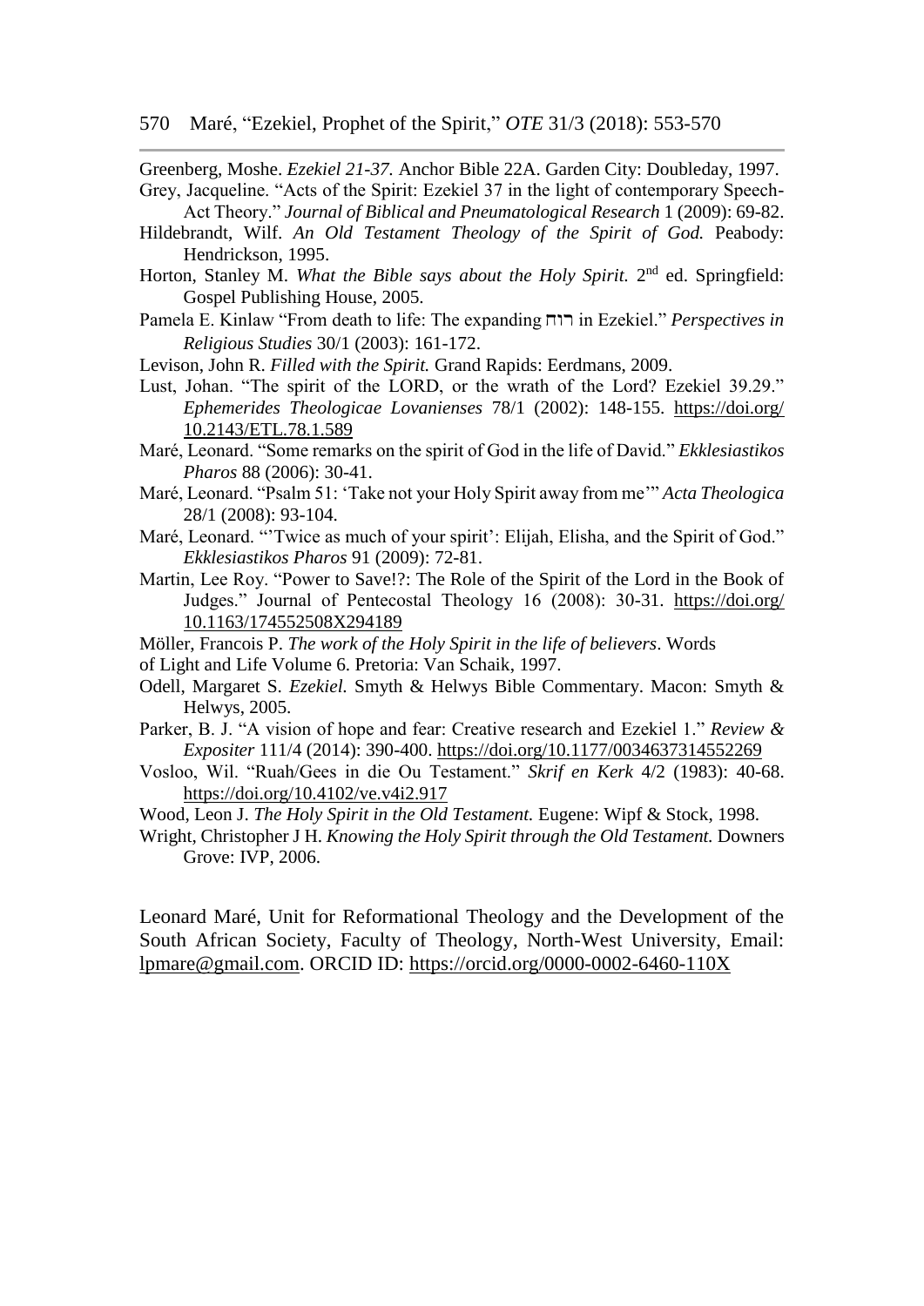Greenberg, Moshe. *Ezekiel 21-37.* Anchor Bible 22A. Garden City: Doubleday, 1997.

Grey, Jacqueline. "Acts of the Spirit: Ezekiel 37 in the light of contemporary Speech-Act Theory." *Journal of Biblical and Pneumatological Research* 1 (2009): 69-82.

Hildebrandt, Wilf. *An Old Testament Theology of the Spirit of God.* Peabody: Hendrickson, 1995.

Horton, Stanley M. *What the Bible says about the Holy Spirit.* 2nd ed. Springfield: Gospel Publishing House, 2005.

Pamela E. Kinlaw "From death to life: The expanding רוח in Ezekiel." *Perspectives in Religious Studies* 30/1 (2003): 161-172.

Levison, John R. *Filled with the Spirit.* Grand Rapids: Eerdmans, 2009.

Lust, Johan. "The spirit of the LORD, or the wrath of the Lord? Ezekiel 39.29." *Ephemerides Theologicae Lovanienses* 78/1 (2002): 148-155. https://doi.org/10.2143/ETL.78.1.589

Maré, Leonard. "Some remarks on the spirit of God in the life of David." *Ekklesiastikos Pharos* 88 (2006): 30-41.

Maré, Leonard. "Psalm 51: 'Take not your Holy Spirit away from me'" *Acta Theologica* 28/1 (2008): 93-104.

Maré, Leonard. "'Twice as much of your spirit': Elijah, Elisha, and the Spirit of God." *Ekklesiastikos Pharos* 91 (2009): 72-81.

Martin, Lee Roy. "Power to Save!?: The Role of the Spirit of the Lord in the Book of Judges." Journal of Pentecostal Theology 16 (2008): 30-31. https://doi.org/10.1163/174552508X294189

Möller, Francois P. *The work of the Holy Spirit in the life of believers*. Words of Light and Life Volume 6. Pretoria: Van Schaik, 1997.

Odell, Margaret S. *Ezekiel.* Smyth & Helwys Bible Commentary. Macon: Smyth & Helwys, 2005.

Parker, B. J. "A vision of hope and fear: Creative research and Ezekiel 1." *Review & Expositer* 111/4 (2014): 390-400. https://doi.org/10.1177/0034637314552269

Vosloo, Wil. "Ruah/Gees in die Ou Testament." *Skrif en Kerk* 4/2 (1983): 40-68. https://doi.org/10.4102/ve.v4i2.917

Wood, Leon J. *The Holy Spirit in the Old Testament.* Eugene: Wipf & Stock, 1998.

Wright, Christopher J H. *Knowing the Holy Spirit through the Old Testament.* Downers Grove: IVP, 2006.

Leonard Maré, Unit for Reformational Theology and the Development of the South African Society, Faculty of Theology, North-West University, Email: lpmare@gmail.com. ORCID ID: https://orcid.org/0000-0002-6460-110X